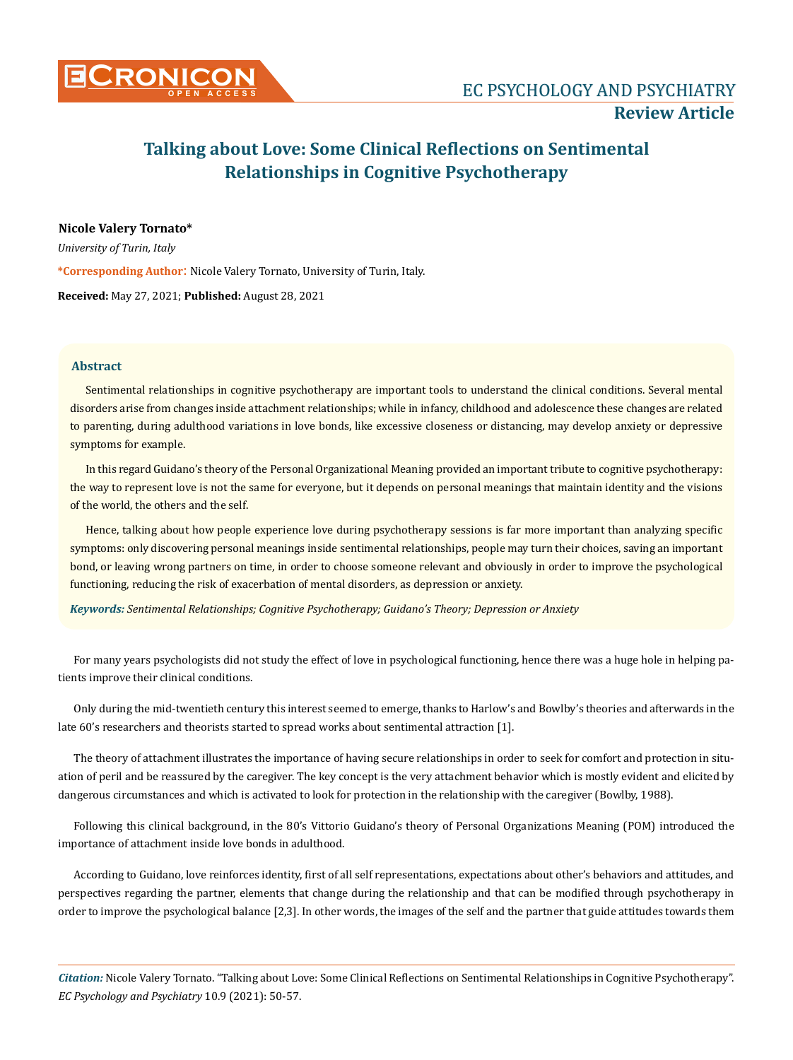# Talking about Love: Some Clinical Reflections on Sentimental Relationships in Cognitive Psychotherapy

**Nicole Valery Tornato***

*University of Turin, Italy*

***Corresponding Author**: Nicole Valery Tornato, University of Turin, Italy.

**Received:** May 27, 2021; **Published:** August 28, 2021

## Abstract

Sentimental relationships in cognitive psychotherapy are important tools to understand the clinical conditions. Several mental disorders arise from changes inside attachment relationships; while in infancy, childhood and adolescence these changes are related to parenting, during adulthood variations in love bonds, like excessive closeness or distancing, may develop anxiety or depressive symptoms for example.

In this regard Guidano's theory of the Personal Organizational Meaning provided an important tribute to cognitive psychotherapy: the way to represent love is not the same for everyone, but it depends on personal meanings that maintain identity and the visions of the world, the others and the self.

Hence, talking about how people experience love during psychotherapy sessions is far more important than analyzing specific symptoms: only discovering personal meanings inside sentimental relationships, people may turn their choices, saving an important bond, or leaving wrong partners on time, in order to choose someone relevant and obviously in order to improve the psychological functioning, reducing the risk of exacerbation of mental disorders, as depression or anxiety.

***Keywords:*** *Sentimental Relationships; Cognitive Psychotherapy; Guidano's Theory; Depression or Anxiety*

For many years psychologists did not study the effect of love in psychological functioning, hence there was a huge hole in helping patients improve their clinical conditions.

Only during the mid-twentieth century this interest seemed to emerge, thanks to Harlow's and Bowlby's theories and afterwards in the late 60's researchers and theorists started to spread works about sentimental attraction [1].

The theory of attachment illustrates the importance of having secure relationships in order to seek for comfort and protection in situation of peril and be reassured by the caregiver. The key concept is the very attachment behavior which is mostly evident and elicited by dangerous circumstances and which is activated to look for protection in the relationship with the caregiver (Bowlby, 1988).

Following this clinical background, in the 80's Vittorio Guidano's theory of Personal Organizations Meaning (POM) introduced the importance of attachment inside love bonds in adulthood.

According to Guidano, love reinforces identity, first of all self representations, expectations about other's behaviors and attitudes, and perspectives regarding the partner, elements that change during the relationship and that can be modified through psychotherapy in order to improve the psychological balance [2,3]. In other words, the images of the self and the partner that guide attitudes towards them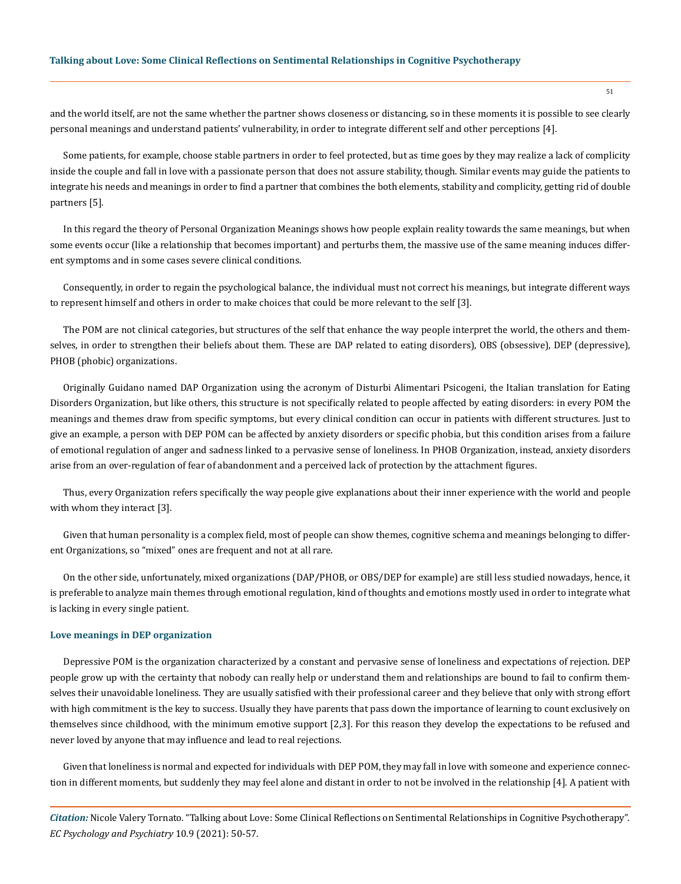and the world itself, are not the same whether the partner shows closeness or distancing, so in these moments it is possible to see clearly personal meanings and understand patients' vulnerability, in order to integrate different self and other perceptions [4].

Some patients, for example, choose stable partners in order to feel protected, but as time goes by they may realize a lack of complicity inside the couple and fall in love with a passionate person that does not assure stability, though. Similar events may guide the patients to integrate his needs and meanings in order to find a partner that combines the both elements, stability and complicity, getting rid of double partners [5].

In this regard the theory of Personal Organization Meanings shows how people explain reality towards the same meanings, but when some events occur (like a relationship that becomes important) and perturbs them, the massive use of the same meaning induces different symptoms and in some cases severe clinical conditions.

Consequently, in order to regain the psychological balance, the individual must not correct his meanings, but integrate different ways to represent himself and others in order to make choices that could be more relevant to the self [3].

The POM are not clinical categories, but structures of the self that enhance the way people interpret the world, the others and themselves, in order to strengthen their beliefs about them. These are DAP related to eating disorders), OBS (obsessive), DEP (depressive), PHOB (phobic) organizations.

Originally Guidano named DAP Organization using the acronym of Disturbi Alimentari Psicogeni, the Italian translation for Eating Disorders Organization, but like others, this structure is not specifically related to people affected by eating disorders: in every POM the meanings and themes draw from specific symptoms, but every clinical condition can occur in patients with different structures. Just to give an example, a person with DEP POM can be affected by anxiety disorders or specific phobia, but this condition arises from a failure of emotional regulation of anger and sadness linked to a pervasive sense of loneliness. In PHOB Organization, instead, anxiety disorders arise from an over-regulation of fear of abandonment and a perceived lack of protection by the attachment figures.

Thus, every Organization refers specifically the way people give explanations about their inner experience with the world and people with whom they interact [3].

Given that human personality is a complex field, most of people can show themes, cognitive schema and meanings belonging to different Organizations, so "mixed" ones are frequent and not at all rare.

On the other side, unfortunately, mixed organizations (DAP/PHOB, or OBS/DEP for example) are still less studied nowadays, hence, it is preferable to analyze main themes through emotional regulation, kind of thoughts and emotions mostly used in order to integrate what is lacking in every single patient.

### Love meanings in DEP organization

Depressive POM is the organization characterized by a constant and pervasive sense of loneliness and expectations of rejection. DEP people grow up with the certainty that nobody can really help or understand them and relationships are bound to fail to confirm themselves their unavoidable loneliness. They are usually satisfied with their professional career and they believe that only with strong effort with high commitment is the key to success. Usually they have parents that pass down the importance of learning to count exclusively on themselves since childhood, with the minimum emotive support [2,3]. For this reason they develop the expectations to be refused and never loved by anyone that may influence and lead to real rejections.

Given that loneliness is normal and expected for individuals with DEP POM, they may fall in love with someone and experience connection in different moments, but suddenly they may feel alone and distant in order to not be involved in the relationship [4]. A patient with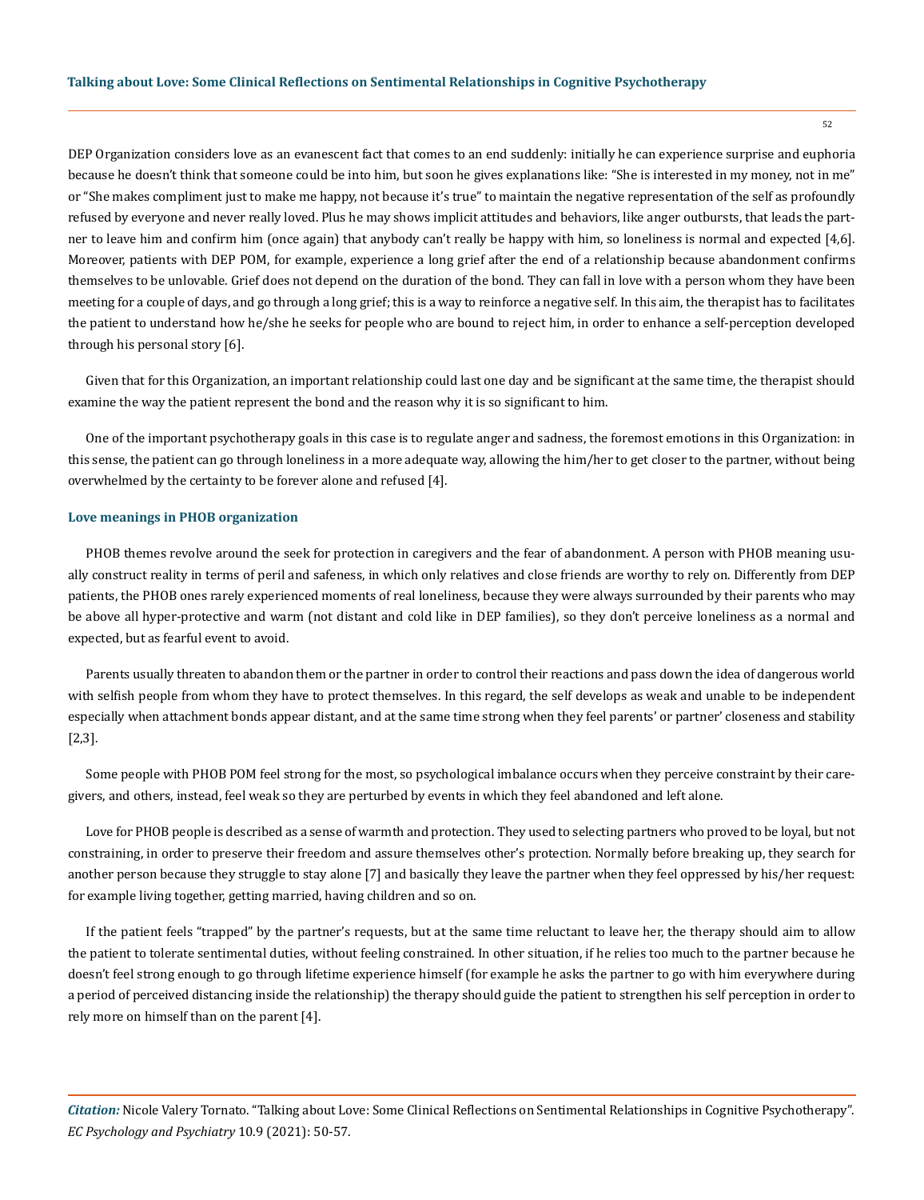DEP Organization considers love as an evanescent fact that comes to an end suddenly: initially he can experience surprise and euphoria because he doesn't think that someone could be into him, but soon he gives explanations like: "She is interested in my money, not in me" or "She makes compliment just to make me happy, not because it's true" to maintain the negative representation of the self as profoundly refused by everyone and never really loved. Plus he may shows implicit attitudes and behaviors, like anger outbursts, that leads the partner to leave him and confirm him (once again) that anybody can't really be happy with him, so loneliness is normal and expected [4,6]. Moreover, patients with DEP POM, for example, experience a long grief after the end of a relationship because abandonment confirms themselves to be unlovable. Grief does not depend on the duration of the bond. They can fall in love with a person whom they have been meeting for a couple of days, and go through a long grief; this is a way to reinforce a negative self. In this aim, the therapist has to facilitates the patient to understand how he/she he seeks for people who are bound to reject him, in order to enhance a self-perception developed through his personal story [6].

Given that for this Organization, an important relationship could last one day and be significant at the same time, the therapist should examine the way the patient represent the bond and the reason why it is so significant to him.

One of the important psychotherapy goals in this case is to regulate anger and sadness, the foremost emotions in this Organization: in this sense, the patient can go through loneliness in a more adequate way, allowing the him/her to get closer to the partner, without being overwhelmed by the certainty to be forever alone and refused [4].

### Love meanings in PHOB organization

PHOB themes revolve around the seek for protection in caregivers and the fear of abandonment. A person with PHOB meaning usually construct reality in terms of peril and safeness, in which only relatives and close friends are worthy to rely on. Differently from DEP patients, the PHOB ones rarely experienced moments of real loneliness, because they were always surrounded by their parents who may be above all hyper-protective and warm (not distant and cold like in DEP families), so they don't perceive loneliness as a normal and expected, but as fearful event to avoid.

Parents usually threaten to abandon them or the partner in order to control their reactions and pass down the idea of dangerous world with selfish people from whom they have to protect themselves. In this regard, the self develops as weak and unable to be independent especially when attachment bonds appear distant, and at the same time strong when they feel parents' or partner' closeness and stability [2,3].

Some people with PHOB POM feel strong for the most, so psychological imbalance occurs when they perceive constraint by their caregivers, and others, instead, feel weak so they are perturbed by events in which they feel abandoned and left alone.

Love for PHOB people is described as a sense of warmth and protection. They used to selecting partners who proved to be loyal, but not constraining, in order to preserve their freedom and assure themselves other's protection. Normally before breaking up, they search for another person because they struggle to stay alone [7] and basically they leave the partner when they feel oppressed by his/her request: for example living together, getting married, having children and so on.

If the patient feels "trapped" by the partner's requests, but at the same time reluctant to leave her, the therapy should aim to allow the patient to tolerate sentimental duties, without feeling constrained. In other situation, if he relies too much to the partner because he doesn't feel strong enough to go through lifetime experience himself (for example he asks the partner to go with him everywhere during a period of perceived distancing inside the relationship) the therapy should guide the patient to strengthen his self perception in order to rely more on himself than on the parent [4].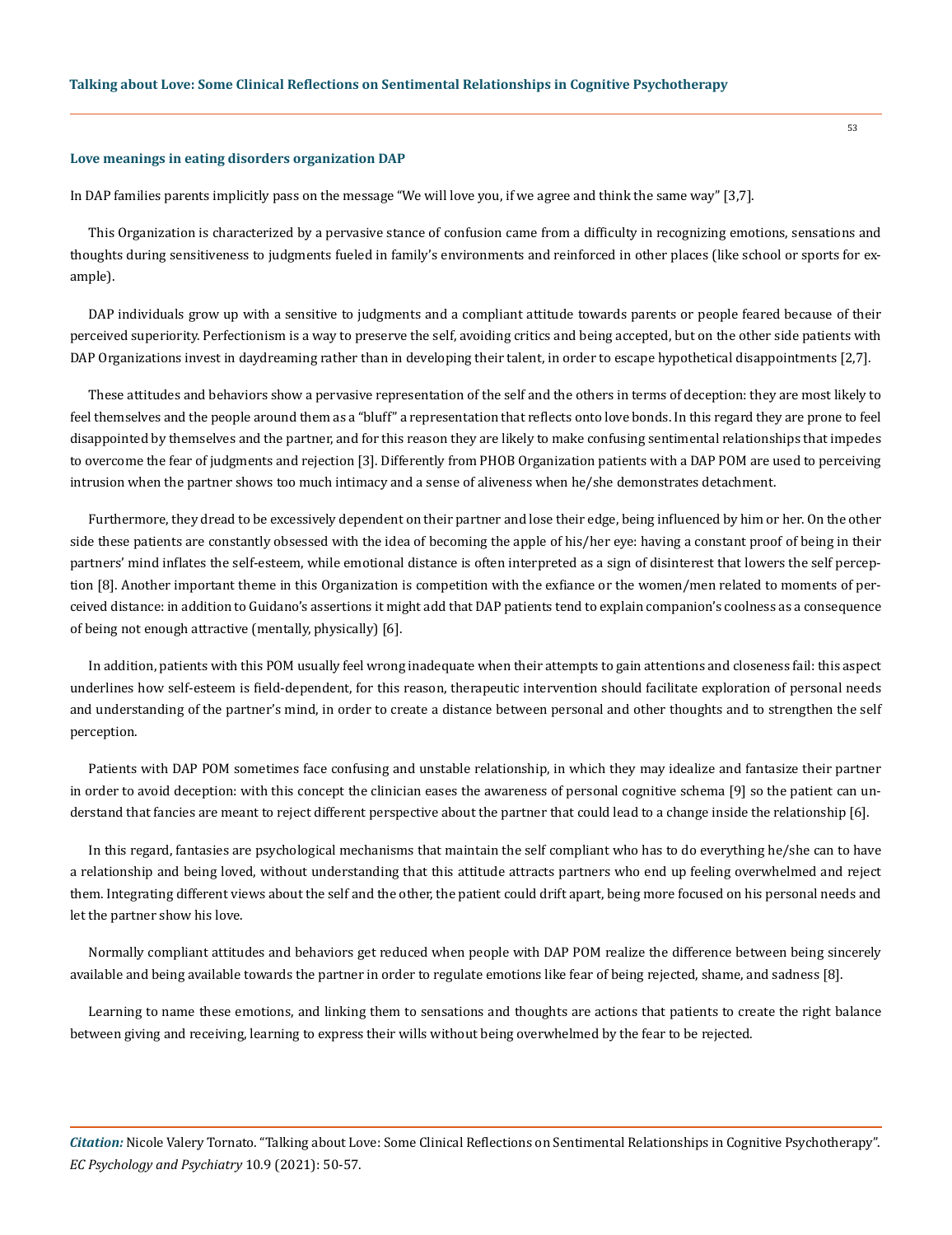### Love meanings in eating disorders organization DAP

In DAP families parents implicitly pass on the message "We will love you, if we agree and think the same way" [3,7].

This Organization is characterized by a pervasive stance of confusion came from a difficulty in recognizing emotions, sensations and thoughts during sensitiveness to judgments fueled in family's environments and reinforced in other places (like school or sports for example).

DAP individuals grow up with a sensitive to judgments and a compliant attitude towards parents or people feared because of their perceived superiority. Perfectionism is a way to preserve the self, avoiding critics and being accepted, but on the other side patients with DAP Organizations invest in daydreaming rather than in developing their talent, in order to escape hypothetical disappointments [2,7].

These attitudes and behaviors show a pervasive representation of the self and the others in terms of deception: they are most likely to feel themselves and the people around them as a "bluff" a representation that reflects onto love bonds. In this regard they are prone to feel disappointed by themselves and the partner, and for this reason they are likely to make confusing sentimental relationships that impedes to overcome the fear of judgments and rejection [3]. Differently from PHOB Organization patients with a DAP POM are used to perceiving intrusion when the partner shows too much intimacy and a sense of aliveness when he/she demonstrates detachment.

Furthermore, they dread to be excessively dependent on their partner and lose their edge, being influenced by him or her. On the other side these patients are constantly obsessed with the idea of becoming the apple of his/her eye: having a constant proof of being in their partners' mind inflates the self-esteem, while emotional distance is often interpreted as a sign of disinterest that lowers the self perception [8]. Another important theme in this Organization is competition with the exfiance or the women/men related to moments of perceived distance: in addition to Guidano's assertions it might add that DAP patients tend to explain companion's coolness as a consequence of being not enough attractive (mentally, physically) [6].

In addition, patients with this POM usually feel wrong inadequate when their attempts to gain attentions and closeness fail: this aspect underlines how self-esteem is field-dependent, for this reason, therapeutic intervention should facilitate exploration of personal needs and understanding of the partner's mind, in order to create a distance between personal and other thoughts and to strengthen the self perception.

Patients with DAP POM sometimes face confusing and unstable relationship, in which they may idealize and fantasize their partner in order to avoid deception: with this concept the clinician eases the awareness of personal cognitive schema [9] so the patient can understand that fancies are meant to reject different perspective about the partner that could lead to a change inside the relationship [6].

In this regard, fantasies are psychological mechanisms that maintain the self compliant who has to do everything he/she can to have a relationship and being loved, without understanding that this attitude attracts partners who end up feeling overwhelmed and reject them. Integrating different views about the self and the other, the patient could drift apart, being more focused on his personal needs and let the partner show his love.

Normally compliant attitudes and behaviors get reduced when people with DAP POM realize the difference between being sincerely available and being available towards the partner in order to regulate emotions like fear of being rejected, shame, and sadness [8].

Learning to name these emotions, and linking them to sensations and thoughts are actions that patients to create the right balance between giving and receiving, learning to express their wills without being overwhelmed by the fear to be rejected.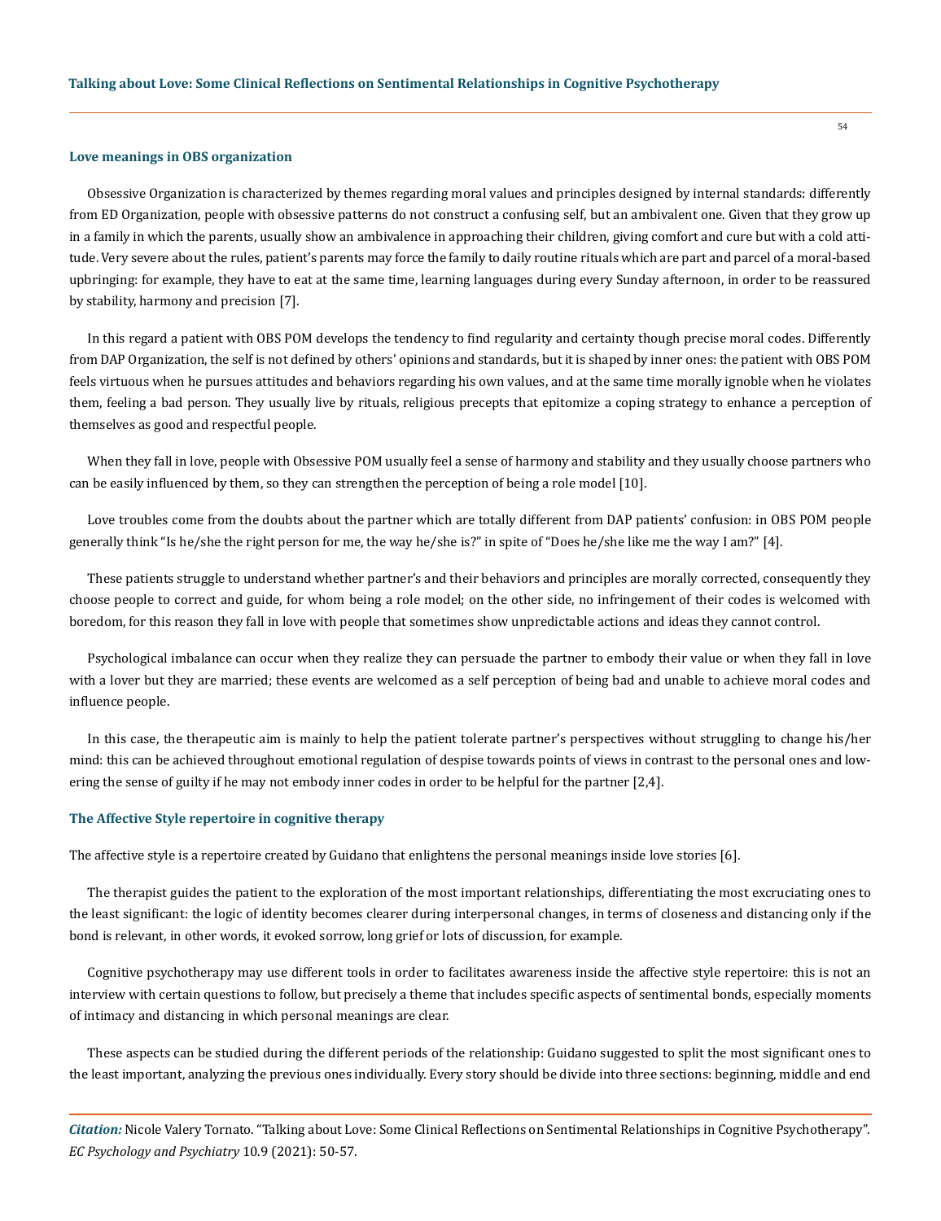### Love meanings in OBS organization

Obsessive Organization is characterized by themes regarding moral values and principles designed by internal standards: differently from ED Organization, people with obsessive patterns do not construct a confusing self, but an ambivalent one. Given that they grow up in a family in which the parents, usually show an ambivalence in approaching their children, giving comfort and cure but with a cold attitude. Very severe about the rules, patient's parents may force the family to daily routine rituals which are part and parcel of a moral-based upbringing: for example, they have to eat at the same time, learning languages during every Sunday afternoon, in order to be reassured by stability, harmony and precision [7].

In this regard a patient with OBS POM develops the tendency to find regularity and certainty though precise moral codes. Differently from DAP Organization, the self is not defined by others' opinions and standards, but it is shaped by inner ones: the patient with OBS POM feels virtuous when he pursues attitudes and behaviors regarding his own values, and at the same time morally ignoble when he violates them, feeling a bad person. They usually live by rituals, religious precepts that epitomize a coping strategy to enhance a perception of themselves as good and respectful people.

When they fall in love, people with Obsessive POM usually feel a sense of harmony and stability and they usually choose partners who can be easily influenced by them, so they can strengthen the perception of being a role model [10].

Love troubles come from the doubts about the partner which are totally different from DAP patients' confusion: in OBS POM people generally think "Is he/she the right person for me, the way he/she is?" in spite of "Does he/she like me the way I am?" [4].

These patients struggle to understand whether partner's and their behaviors and principles are morally corrected, consequently they choose people to correct and guide, for whom being a role model; on the other side, no infringement of their codes is welcomed with boredom, for this reason they fall in love with people that sometimes show unpredictable actions and ideas they cannot control.

Psychological imbalance can occur when they realize they can persuade the partner to embody their value or when they fall in love with a lover but they are married; these events are welcomed as a self perception of being bad and unable to achieve moral codes and influence people.

In this case, the therapeutic aim is mainly to help the patient tolerate partner's perspectives without struggling to change his/her mind: this can be achieved throughout emotional regulation of despise towards points of views in contrast to the personal ones and lowering the sense of guilty if he may not embody inner codes in order to be helpful for the partner [2,4].

### The Affective Style repertoire in cognitive therapy

The affective style is a repertoire created by Guidano that enlightens the personal meanings inside love stories [6].

The therapist guides the patient to the exploration of the most important relationships, differentiating the most excruciating ones to the least significant: the logic of identity becomes clearer during interpersonal changes, in terms of closeness and distancing only if the bond is relevant, in other words, it evoked sorrow, long grief or lots of discussion, for example.

Cognitive psychotherapy may use different tools in order to facilitates awareness inside the affective style repertoire: this is not an interview with certain questions to follow, but precisely a theme that includes specific aspects of sentimental bonds, especially moments of intimacy and distancing in which personal meanings are clear.

These aspects can be studied during the different periods of the relationship: Guidano suggested to split the most significant ones to the least important, analyzing the previous ones individually. Every story should be divide into three sections: beginning, middle and end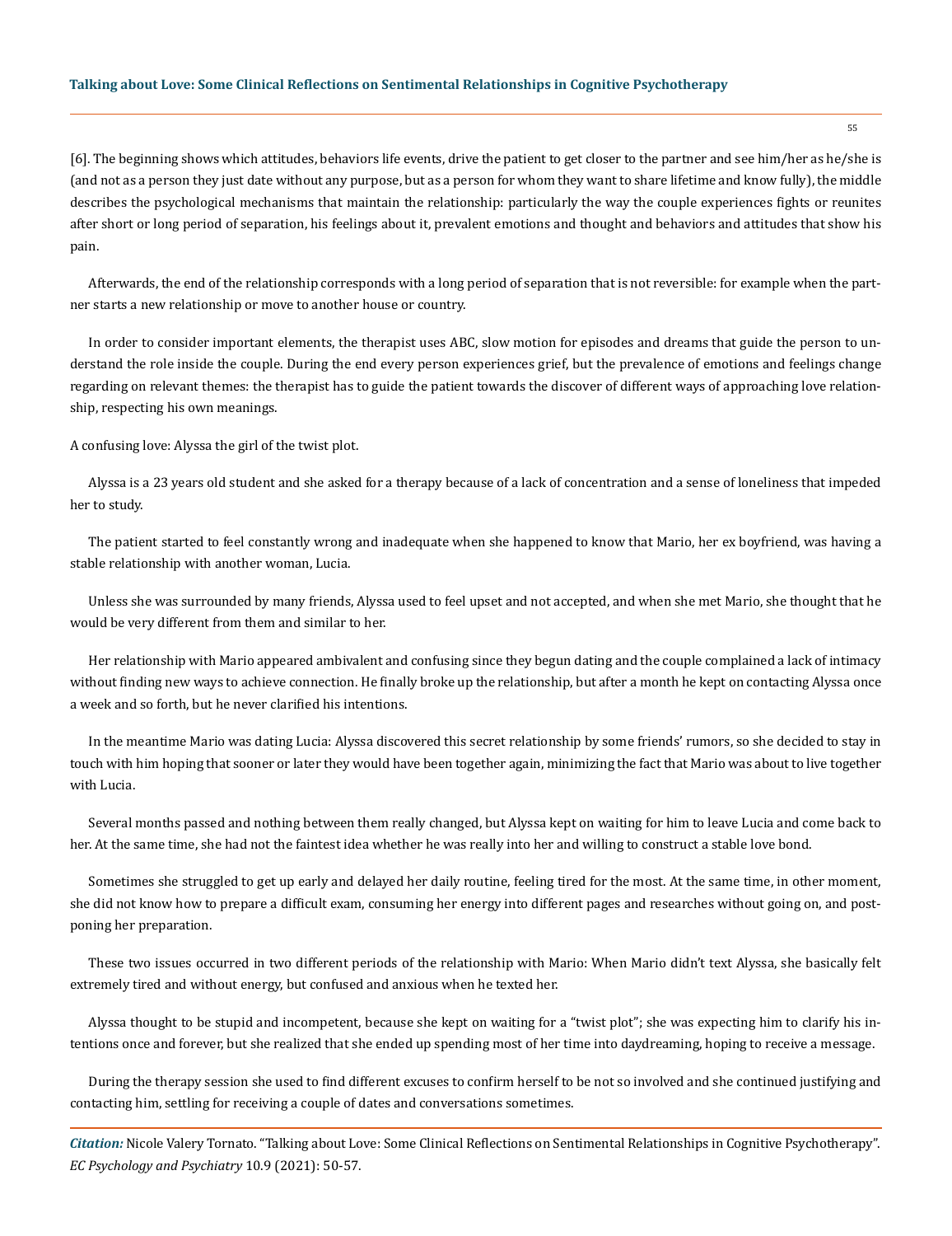[6]. The beginning shows which attitudes, behaviors life events, drive the patient to get closer to the partner and see him/her as he/she is (and not as a person they just date without any purpose, but as a person for whom they want to share lifetime and know fully), the middle describes the psychological mechanisms that maintain the relationship: particularly the way the couple experiences fights or reunites after short or long period of separation, his feelings about it, prevalent emotions and thought and behaviors and attitudes that show his pain.

Afterwards, the end of the relationship corresponds with a long period of separation that is not reversible: for example when the partner starts a new relationship or move to another house or country.

In order to consider important elements, the therapist uses ABC, slow motion for episodes and dreams that guide the person to understand the role inside the couple. During the end every person experiences grief, but the prevalence of emotions and feelings change regarding on relevant themes: the therapist has to guide the patient towards the discover of different ways of approaching love relationship, respecting his own meanings.

A confusing love: Alyssa the girl of the twist plot.

Alyssa is a 23 years old student and she asked for a therapy because of a lack of concentration and a sense of loneliness that impeded her to study.

The patient started to feel constantly wrong and inadequate when she happened to know that Mario, her ex boyfriend, was having a stable relationship with another woman, Lucia.

Unless she was surrounded by many friends, Alyssa used to feel upset and not accepted, and when she met Mario, she thought that he would be very different from them and similar to her.

Her relationship with Mario appeared ambivalent and confusing since they begun dating and the couple complained a lack of intimacy without finding new ways to achieve connection. He finally broke up the relationship, but after a month he kept on contacting Alyssa once a week and so forth, but he never clarified his intentions.

In the meantime Mario was dating Lucia: Alyssa discovered this secret relationship by some friends' rumors, so she decided to stay in touch with him hoping that sooner or later they would have been together again, minimizing the fact that Mario was about to live together with Lucia.

Several months passed and nothing between them really changed, but Alyssa kept on waiting for him to leave Lucia and come back to her. At the same time, she had not the faintest idea whether he was really into her and willing to construct a stable love bond.

Sometimes she struggled to get up early and delayed her daily routine, feeling tired for the most. At the same time, in other moment, she did not know how to prepare a difficult exam, consuming her energy into different pages and researches without going on, and postponing her preparation.

These two issues occurred in two different periods of the relationship with Mario: When Mario didn't text Alyssa, she basically felt extremely tired and without energy, but confused and anxious when he texted her.

Alyssa thought to be stupid and incompetent, because she kept on waiting for a "twist plot"; she was expecting him to clarify his intentions once and forever, but she realized that she ended up spending most of her time into daydreaming, hoping to receive a message.

During the therapy session she used to find different excuses to confirm herself to be not so involved and she continued justifying and contacting him, settling for receiving a couple of dates and conversations sometimes.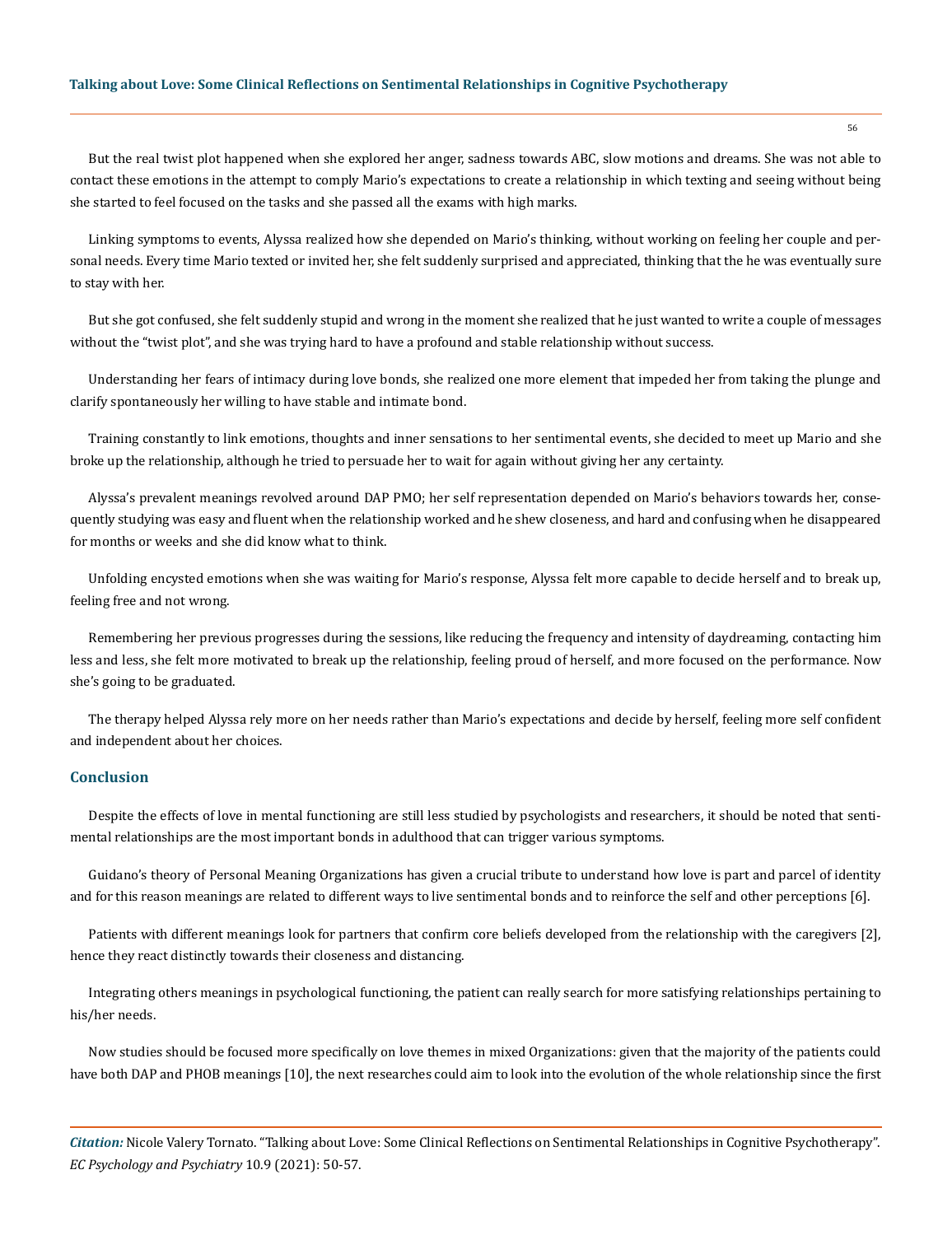But the real twist plot happened when she explored her anger, sadness towards ABC, slow motions and dreams. She was not able to contact these emotions in the attempt to comply Mario's expectations to create a relationship in which texting and seeing without being she started to feel focused on the tasks and she passed all the exams with high marks.

Linking symptoms to events, Alyssa realized how she depended on Mario's thinking, without working on feeling her couple and personal needs. Every time Mario texted or invited her, she felt suddenly surprised and appreciated, thinking that the he was eventually sure to stay with her.

But she got confused, she felt suddenly stupid and wrong in the moment she realized that he just wanted to write a couple of messages without the "twist plot", and she was trying hard to have a profound and stable relationship without success.

Understanding her fears of intimacy during love bonds, she realized one more element that impeded her from taking the plunge and clarify spontaneously her willing to have stable and intimate bond.

Training constantly to link emotions, thoughts and inner sensations to her sentimental events, she decided to meet up Mario and she broke up the relationship, although he tried to persuade her to wait for again without giving her any certainty.

Alyssa's prevalent meanings revolved around DAP PMO; her self representation depended on Mario's behaviors towards her, consequently studying was easy and fluent when the relationship worked and he shew closeness, and hard and confusing when he disappeared for months or weeks and she did know what to think.

Unfolding encysted emotions when she was waiting for Mario's response, Alyssa felt more capable to decide herself and to break up, feeling free and not wrong.

Remembering her previous progresses during the sessions, like reducing the frequency and intensity of daydreaming, contacting him less and less, she felt more motivated to break up the relationship, feeling proud of herself, and more focused on the performance. Now she's going to be graduated.

The therapy helped Alyssa rely more on her needs rather than Mario's expectations and decide by herself, feeling more self confident and independent about her choices.

## Conclusion

Despite the effects of love in mental functioning are still less studied by psychologists and researchers, it should be noted that sentimental relationships are the most important bonds in adulthood that can trigger various symptoms.

Guidano's theory of Personal Meaning Organizations has given a crucial tribute to understand how love is part and parcel of identity and for this reason meanings are related to different ways to live sentimental bonds and to reinforce the self and other perceptions [6].

Patients with different meanings look for partners that confirm core beliefs developed from the relationship with the caregivers [2], hence they react distinctly towards their closeness and distancing.

Integrating others meanings in psychological functioning, the patient can really search for more satisfying relationships pertaining to his/her needs.

Now studies should be focused more specifically on love themes in mixed Organizations: given that the majority of the patients could have both DAP and PHOB meanings [10], the next researches could aim to look into the evolution of the whole relationship since the first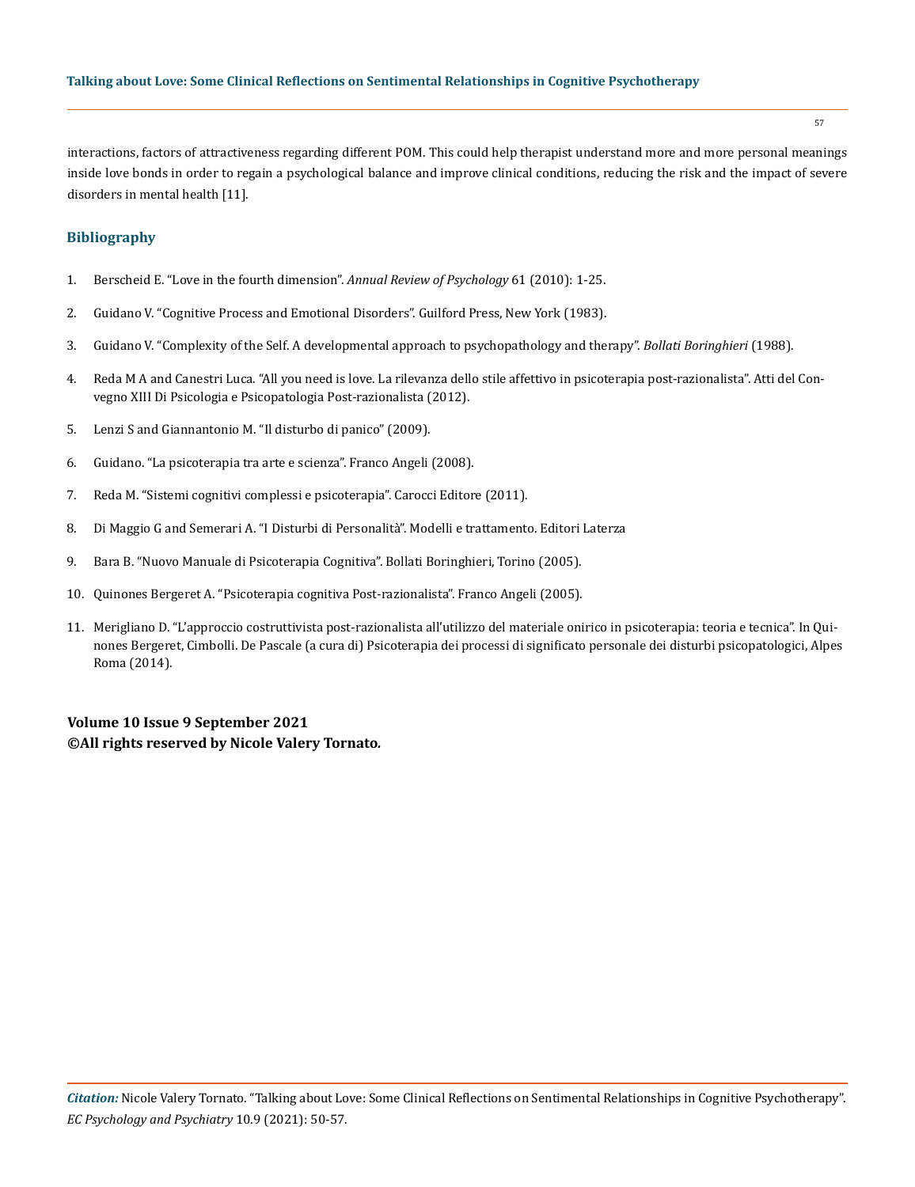interactions, factors of attractiveness regarding different POM. This could help therapist understand more and more personal meanings inside love bonds in order to regain a psychological balance and improve clinical conditions, reducing the risk and the impact of severe disorders in mental health [11].

## Bibliography

1. Berscheid E. "Love in the fourth dimension". *Annual Review of Psychology* 61 (2010): 1-25.
2. Guidano V. "Cognitive Process and Emotional Disorders". Guilford Press, New York (1983).
3. Guidano V. "Complexity of the Self. A developmental approach to psychopathology and therapy". *Bollati Boringhieri* (1988).
4. Reda M A and Canestri Luca. "All you need is love. La rilevanza dello stile affettivo in psicoterapia post-razionalista". Atti del Convegno XIII Di Psicologia e Psicopatologia Post-razionalista (2012).
5. Lenzi S and Giannantonio M. "Il disturbo di panico" (2009).
6. Guidano. "La psicoterapia tra arte e scienza". Franco Angeli (2008).
7. Reda M. "Sistemi cognitivi complessi e psicoterapia". Carocci Editore (2011).
8. Di Maggio G and Semerari A. "I Disturbi di Personalità". Modelli e trattamento. Editori Laterza
9. Bara B. "Nuovo Manuale di Psicoterapia Cognitiva". Bollati Boringhieri, Torino (2005).
10. Quinones Bergeret A. "Psicoterapia cognitiva Post-razionalista". Franco Angeli (2005).
11. Merigliano D. "L'approccio costruttivista post-razionalista all'utilizzo del materiale onirico in psicoterapia: teoria e tecnica". In Quinones Bergeret, Cimbolli. De Pascale (a cura di) Psicoterapia dei processi di significato personale dei disturbi psicopatologici, Alpes Roma (2014).

**Volume 10 Issue 9 September 2021**
**©All rights reserved by Nicole Valery Tornato.**